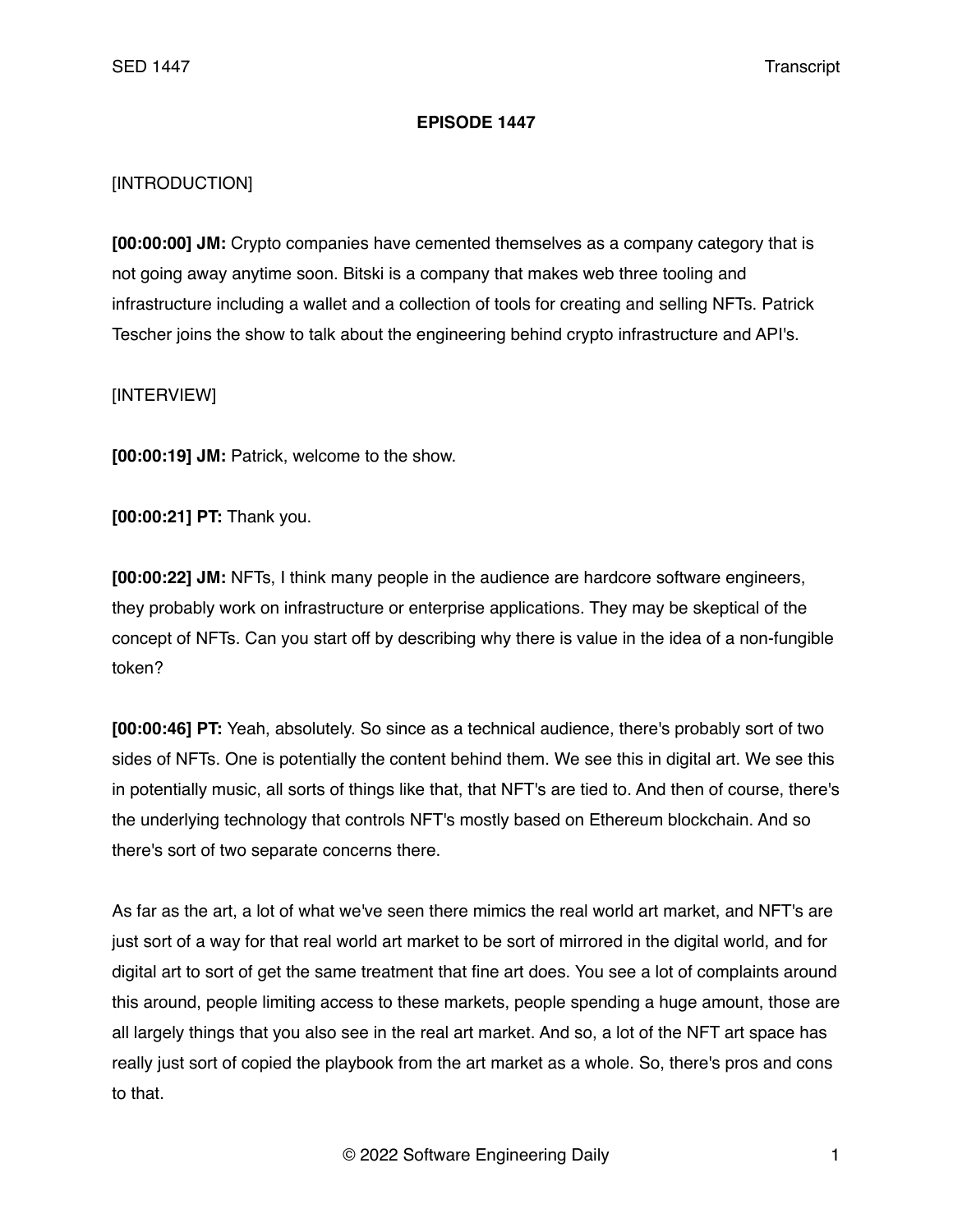**EPISODE 1447**

[INTRODUCTION]

**[00:00:00] JM:** Crypto companies have cemented themselves as a company category that is not going away anytime soon. Bitski is a company that makes web three tooling and infrastructure including a wallet and a collection of tools for creating and selling NFTs. Patrick Tescher joins the show to talk about the engineering behind crypto infrastructure and API's.

[INTERVIEW]

**[00:00:19] JM:** Patrick, welcome to the show.

**[00:00:21] PT:** Thank you.

**[00:00:22] JM:** NFTs, I think many people in the audience are hardcore software engineers, they probably work on infrastructure or enterprise applications. They may be skeptical of the concept of NFTs. Can you start off by describing why there is value in the idea of a non-fungible token?

**[00:00:46] PT:** Yeah, absolutely. So since as a technical audience, there's probably sort of two sides of NFTs. One is potentially the content behind them. We see this in digital art. We see this in potentially music, all sorts of things like that, that NFT's are tied to. And then of course, there's the underlying technology that controls NFT's mostly based on Ethereum blockchain. And so there's sort of two separate concerns there.

As far as the art, a lot of what we've seen there mimics the real world art market, and NFT's are just sort of a way for that real world art market to be sort of mirrored in the digital world, and for digital art to sort of get the same treatment that fine art does. You see a lot of complaints around this around, people limiting access to these markets, people spending a huge amount, those are all largely things that you also see in the real art market. And so, a lot of the NFT art space has really just sort of copied the playbook from the art market as a whole. So, there's pros and cons to that.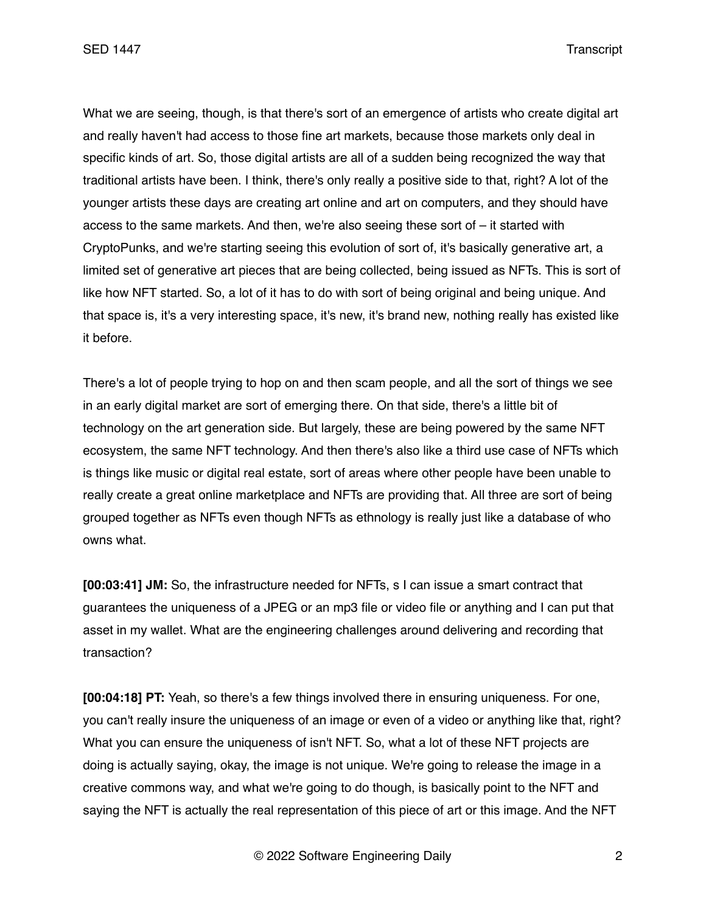What we are seeing, though, is that there's sort of an emergence of artists who create digital art and really haven't had access to those fine art markets, because those markets only deal in specific kinds of art. So, those digital artists are all of a sudden being recognized the way that traditional artists have been. I think, there's only really a positive side to that, right? A lot of the younger artists these days are creating art online and art on computers, and they should have access to the same markets. And then, we're also seeing these sort of – it started with CryptoPunks, and we're starting seeing this evolution of sort of, it's basically generative art, a limited set of generative art pieces that are being collected, being issued as NFTs. This is sort of like how NFT started. So, a lot of it has to do with sort of being original and being unique. And that space is, it's a very interesting space, it's new, it's brand new, nothing really has existed like it before.

There's a lot of people trying to hop on and then scam people, and all the sort of things we see in an early digital market are sort of emerging there. On that side, there's a little bit of technology on the art generation side. But largely, these are being powered by the same NFT ecosystem, the same NFT technology. And then there's also like a third use case of NFTs which is things like music or digital real estate, sort of areas where other people have been unable to really create a great online marketplace and NFTs are providing that. All three are sort of being grouped together as NFTs even though NFTs as ethnology is really just like a database of who owns what.

**[00:03:41] JM:** So, the infrastructure needed for NFTs, s I can issue a smart contract that guarantees the uniqueness of a JPEG or an mp3 file or video file or anything and I can put that asset in my wallet. What are the engineering challenges around delivering and recording that transaction?

**[00:04:18] PT:** Yeah, so there's a few things involved there in ensuring uniqueness. For one, you can't really insure the uniqueness of an image or even of a video or anything like that, right? What you can ensure the uniqueness of isn't NFT. So, what a lot of these NFT projects are doing is actually saying, okay, the image is not unique. We're going to release the image in a creative commons way, and what we're going to do though, is basically point to the NFT and saying the NFT is actually the real representation of this piece of art or this image. And the NFT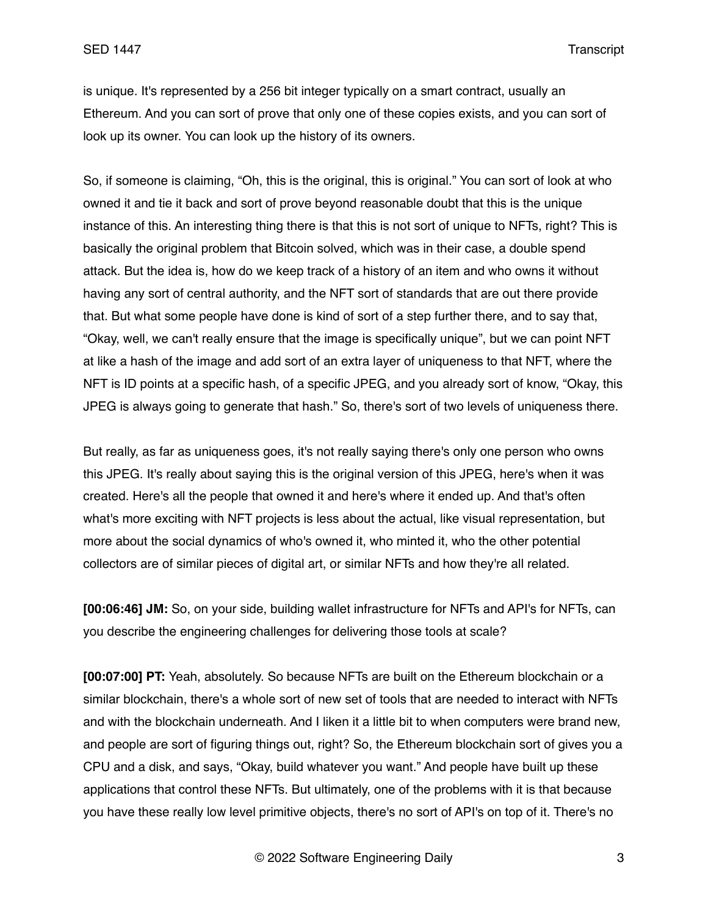is unique. It's represented by a 256 bit integer typically on a smart contract, usually an Ethereum. And you can sort of prove that only one of these copies exists, and you can sort of look up its owner. You can look up the history of its owners.

So, if someone is claiming, "Oh, this is the original, this is original." You can sort of look at who owned it and tie it back and sort of prove beyond reasonable doubt that this is the unique instance of this. An interesting thing there is that this is not sort of unique to NFTs, right? This is basically the original problem that Bitcoin solved, which was in their case, a double spend attack. But the idea is, how do we keep track of a history of an item and who owns it without having any sort of central authority, and the NFT sort of standards that are out there provide that. But what some people have done is kind of sort of a step further there, and to say that, "Okay, well, we can't really ensure that the image is specifically unique", but we can point NFT at like a hash of the image and add sort of an extra layer of uniqueness to that NFT, where the NFT is ID points at a specific hash, of a specific JPEG, and you already sort of know, "Okay, this JPEG is always going to generate that hash." So, there's sort of two levels of uniqueness there.

But really, as far as uniqueness goes, it's not really saying there's only one person who owns this JPEG. It's really about saying this is the original version of this JPEG, here's when it was created. Here's all the people that owned it and here's where it ended up. And that's often what's more exciting with NFT projects is less about the actual, like visual representation, but more about the social dynamics of who's owned it, who minted it, who the other potential collectors are of similar pieces of digital art, or similar NFTs and how they're all related.

**[00:06:46] JM:** So, on your side, building wallet infrastructure for NFTs and API's for NFTs, can you describe the engineering challenges for delivering those tools at scale?

**[00:07:00] PT:** Yeah, absolutely. So because NFTs are built on the Ethereum blockchain or a similar blockchain, there's a whole sort of new set of tools that are needed to interact with NFTs and with the blockchain underneath. And I liken it a little bit to when computers were brand new, and people are sort of figuring things out, right? So, the Ethereum blockchain sort of gives you a CPU and a disk, and says, "Okay, build whatever you want." And people have built up these applications that control these NFTs. But ultimately, one of the problems with it is that because you have these really low level primitive objects, there's no sort of API's on top of it. There's no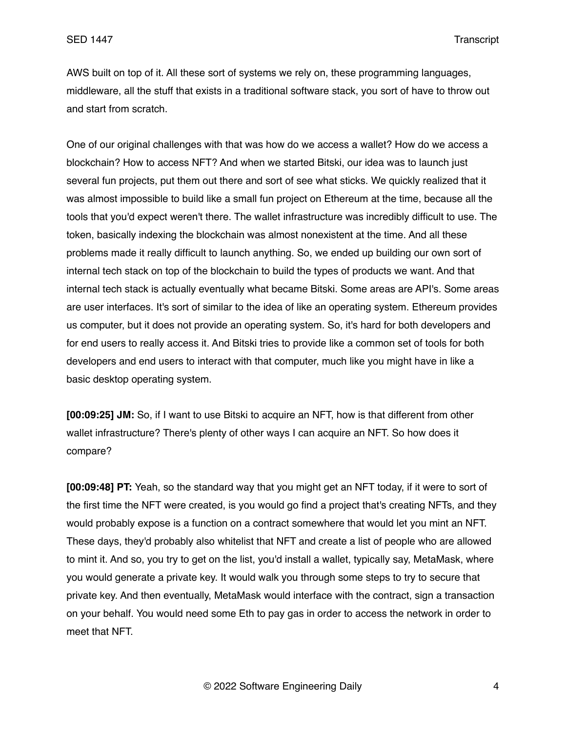AWS built on top of it. All these sort of systems we rely on, these programming languages, middleware, all the stuff that exists in a traditional software stack, you sort of have to throw out and start from scratch.

One of our original challenges with that was how do we access a wallet? How do we access a blockchain? How to access NFT? And when we started Bitski, our idea was to launch just several fun projects, put them out there and sort of see what sticks. We quickly realized that it was almost impossible to build like a small fun project on Ethereum at the time, because all the tools that you'd expect weren't there. The wallet infrastructure was incredibly difficult to use. The token, basically indexing the blockchain was almost nonexistent at the time. And all these problems made it really difficult to launch anything. So, we ended up building our own sort of internal tech stack on top of the blockchain to build the types of products we want. And that internal tech stack is actually eventually what became Bitski. Some areas are API's. Some areas are user interfaces. It's sort of similar to the idea of like an operating system. Ethereum provides us computer, but it does not provide an operating system. So, it's hard for both developers and for end users to really access it. And Bitski tries to provide like a common set of tools for both developers and end users to interact with that computer, much like you might have in like a basic desktop operating system.

**[00:09:25] JM:** So, if I want to use Bitski to acquire an NFT, how is that different from other wallet infrastructure? There's plenty of other ways I can acquire an NFT. So how does it compare?

**[00:09:48] PT:** Yeah, so the standard way that you might get an NFT today, if it were to sort of the first time the NFT were created, is you would go find a project that's creating NFTs, and they would probably expose is a function on a contract somewhere that would let you mint an NFT. These days, they'd probably also whitelist that NFT and create a list of people who are allowed to mint it. And so, you try to get on the list, you'd install a wallet, typically say, MetaMask, where you would generate a private key. It would walk you through some steps to try to secure that private key. And then eventually, MetaMask would interface with the contract, sign a transaction on your behalf. You would need some Eth to pay gas in order to access the network in order to meet that NFT.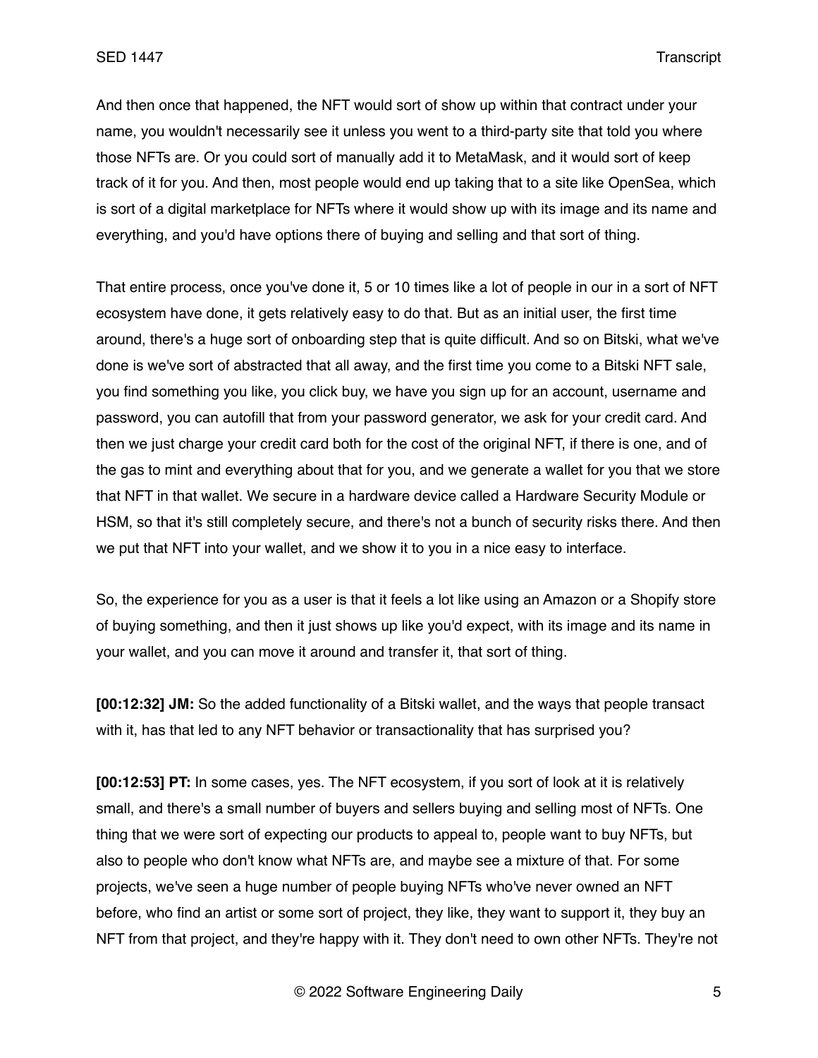And then once that happened, the NFT would sort of show up within that contract under your name, you wouldn't necessarily see it unless you went to a third-party site that told you where those NFTs are. Or you could sort of manually add it to MetaMask, and it would sort of keep track of it for you. And then, most people would end up taking that to a site like OpenSea, which is sort of a digital marketplace for NFTs where it would show up with its image and its name and everything, and you'd have options there of buying and selling and that sort of thing.

That entire process, once you've done it, 5 or 10 times like a lot of people in our in a sort of NFT ecosystem have done, it gets relatively easy to do that. But as an initial user, the first time around, there's a huge sort of onboarding step that is quite difficult. And so on Bitski, what we've done is we've sort of abstracted that all away, and the first time you come to a Bitski NFT sale, you find something you like, you click buy, we have you sign up for an account, username and password, you can autofill that from your password generator, we ask for your credit card. And then we just charge your credit card both for the cost of the original NFT, if there is one, and of the gas to mint and everything about that for you, and we generate a wallet for you that we store that NFT in that wallet. We secure in a hardware device called a Hardware Security Module or HSM, so that it's still completely secure, and there's not a bunch of security risks there. And then we put that NFT into your wallet, and we show it to you in a nice easy to interface.

So, the experience for you as a user is that it feels a lot like using an Amazon or a Shopify store of buying something, and then it just shows up like you'd expect, with its image and its name in your wallet, and you can move it around and transfer it, that sort of thing.

**[00:12:32] JM:** So the added functionality of a Bitski wallet, and the ways that people transact with it, has that led to any NFT behavior or transactionality that has surprised you?

**[00:12:53] PT:** In some cases, yes. The NFT ecosystem, if you sort of look at it is relatively small, and there's a small number of buyers and sellers buying and selling most of NFTs. One thing that we were sort of expecting our products to appeal to, people want to buy NFTs, but also to people who don't know what NFTs are, and maybe see a mixture of that. For some projects, we've seen a huge number of people buying NFTs who've never owned an NFT before, who find an artist or some sort of project, they like, they want to support it, they buy an NFT from that project, and they're happy with it. They don't need to own other NFTs. They're not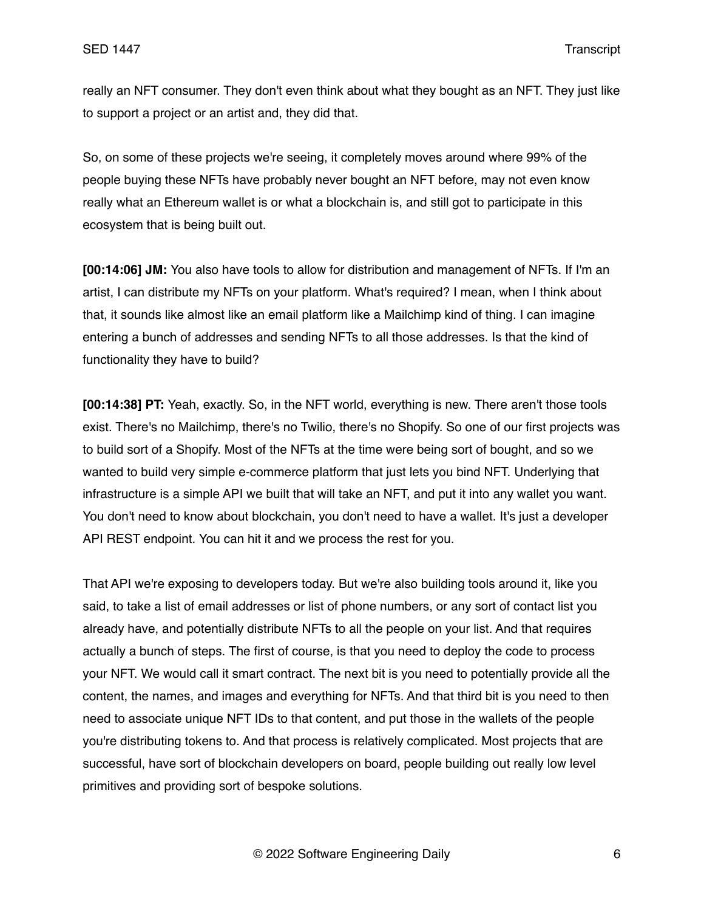really an NFT consumer. They don't even think about what they bought as an NFT. They just like to support a project or an artist and, they did that.

So, on some of these projects we're seeing, it completely moves around where 99% of the people buying these NFTs have probably never bought an NFT before, may not even know really what an Ethereum wallet is or what a blockchain is, and still got to participate in this ecosystem that is being built out.

**[00:14:06] JM:** You also have tools to allow for distribution and management of NFTs. If I'm an artist, I can distribute my NFTs on your platform. What's required? I mean, when I think about that, it sounds like almost like an email platform like a Mailchimp kind of thing. I can imagine entering a bunch of addresses and sending NFTs to all those addresses. Is that the kind of functionality they have to build?

**[00:14:38] PT:** Yeah, exactly. So, in the NFT world, everything is new. There aren't those tools exist. There's no Mailchimp, there's no Twilio, there's no Shopify. So one of our first projects was to build sort of a Shopify. Most of the NFTs at the time were being sort of bought, and so we wanted to build very simple e-commerce platform that just lets you bind NFT. Underlying that infrastructure is a simple API we built that will take an NFT, and put it into any wallet you want. You don't need to know about blockchain, you don't need to have a wallet. It's just a developer API REST endpoint. You can hit it and we process the rest for you.

That API we're exposing to developers today. But we're also building tools around it, like you said, to take a list of email addresses or list of phone numbers, or any sort of contact list you already have, and potentially distribute NFTs to all the people on your list. And that requires actually a bunch of steps. The first of course, is that you need to deploy the code to process your NFT. We would call it smart contract. The next bit is you need to potentially provide all the content, the names, and images and everything for NFTs. And that third bit is you need to then need to associate unique NFT IDs to that content, and put those in the wallets of the people you're distributing tokens to. And that process is relatively complicated. Most projects that are successful, have sort of blockchain developers on board, people building out really low level primitives and providing sort of bespoke solutions.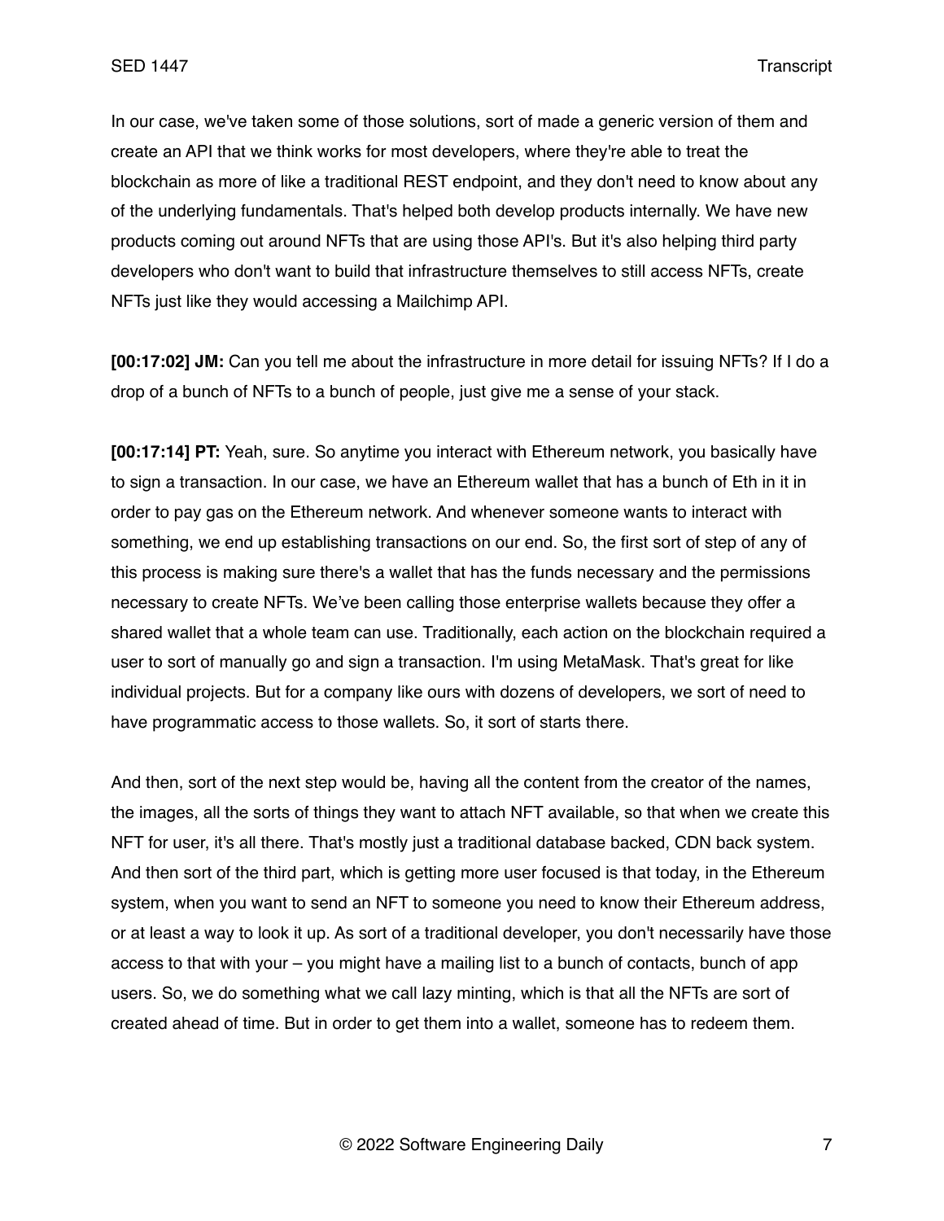In our case, we've taken some of those solutions, sort of made a generic version of them and create an API that we think works for most developers, where they're able to treat the blockchain as more of like a traditional REST endpoint, and they don't need to know about any of the underlying fundamentals. That's helped both develop products internally. We have new products coming out around NFTs that are using those API's. But it's also helping third party developers who don't want to build that infrastructure themselves to still access NFTs, create NFTs just like they would accessing a Mailchimp API.

**[00:17:02] JM:** Can you tell me about the infrastructure in more detail for issuing NFTs? If I do a drop of a bunch of NFTs to a bunch of people, just give me a sense of your stack.

**[00:17:14] PT:** Yeah, sure. So anytime you interact with Ethereum network, you basically have to sign a transaction. In our case, we have an Ethereum wallet that has a bunch of Eth in it in order to pay gas on the Ethereum network. And whenever someone wants to interact with something, we end up establishing transactions on our end. So, the first sort of step of any of this process is making sure there's a wallet that has the funds necessary and the permissions necessary to create NFTs. We've been calling those enterprise wallets because they offer a shared wallet that a whole team can use. Traditionally, each action on the blockchain required a user to sort of manually go and sign a transaction. I'm using MetaMask. That's great for like individual projects. But for a company like ours with dozens of developers, we sort of need to have programmatic access to those wallets. So, it sort of starts there.

And then, sort of the next step would be, having all the content from the creator of the names, the images, all the sorts of things they want to attach NFT available, so that when we create this NFT for user, it's all there. That's mostly just a traditional database backed, CDN back system. And then sort of the third part, which is getting more user focused is that today, in the Ethereum system, when you want to send an NFT to someone you need to know their Ethereum address, or at least a way to look it up. As sort of a traditional developer, you don't necessarily have those access to that with your – you might have a mailing list to a bunch of contacts, bunch of app users. So, we do something what we call lazy minting, which is that all the NFTs are sort of created ahead of time. But in order to get them into a wallet, someone has to redeem them.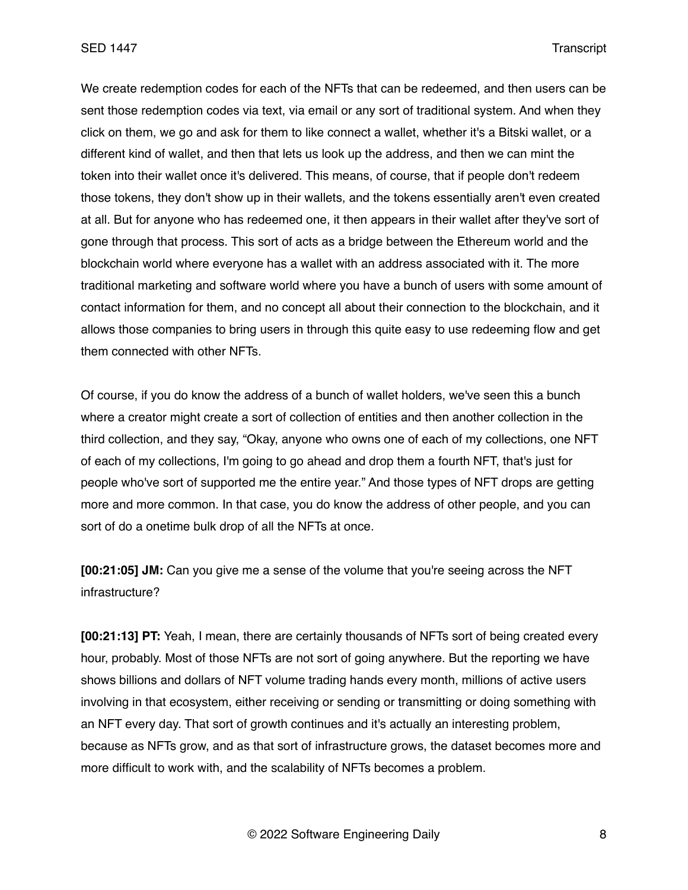We create redemption codes for each of the NFTs that can be redeemed, and then users can be sent those redemption codes via text, via email or any sort of traditional system. And when they click on them, we go and ask for them to like connect a wallet, whether it's a Bitski wallet, or a different kind of wallet, and then that lets us look up the address, and then we can mint the token into their wallet once it's delivered. This means, of course, that if people don't redeem those tokens, they don't show up in their wallets, and the tokens essentially aren't even created at all. But for anyone who has redeemed one, it then appears in their wallet after they've sort of gone through that process. This sort of acts as a bridge between the Ethereum world and the blockchain world where everyone has a wallet with an address associated with it. The more traditional marketing and software world where you have a bunch of users with some amount of contact information for them, and no concept all about their connection to the blockchain, and it allows those companies to bring users in through this quite easy to use redeeming flow and get them connected with other NFTs.

Of course, if you do know the address of a bunch of wallet holders, we've seen this a bunch where a creator might create a sort of collection of entities and then another collection in the third collection, and they say, "Okay, anyone who owns one of each of my collections, one NFT of each of my collections, I'm going to go ahead and drop them a fourth NFT, that's just for people who've sort of supported me the entire year." And those types of NFT drops are getting more and more common. In that case, you do know the address of other people, and you can sort of do a onetime bulk drop of all the NFTs at once.

**[00:21:05] JM:** Can you give me a sense of the volume that you're seeing across the NFT infrastructure?

**[00:21:13] PT:** Yeah, I mean, there are certainly thousands of NFTs sort of being created every hour, probably. Most of those NFTs are not sort of going anywhere. But the reporting we have shows billions and dollars of NFT volume trading hands every month, millions of active users involving in that ecosystem, either receiving or sending or transmitting or doing something with an NFT every day. That sort of growth continues and it's actually an interesting problem, because as NFTs grow, and as that sort of infrastructure grows, the dataset becomes more and more difficult to work with, and the scalability of NFTs becomes a problem.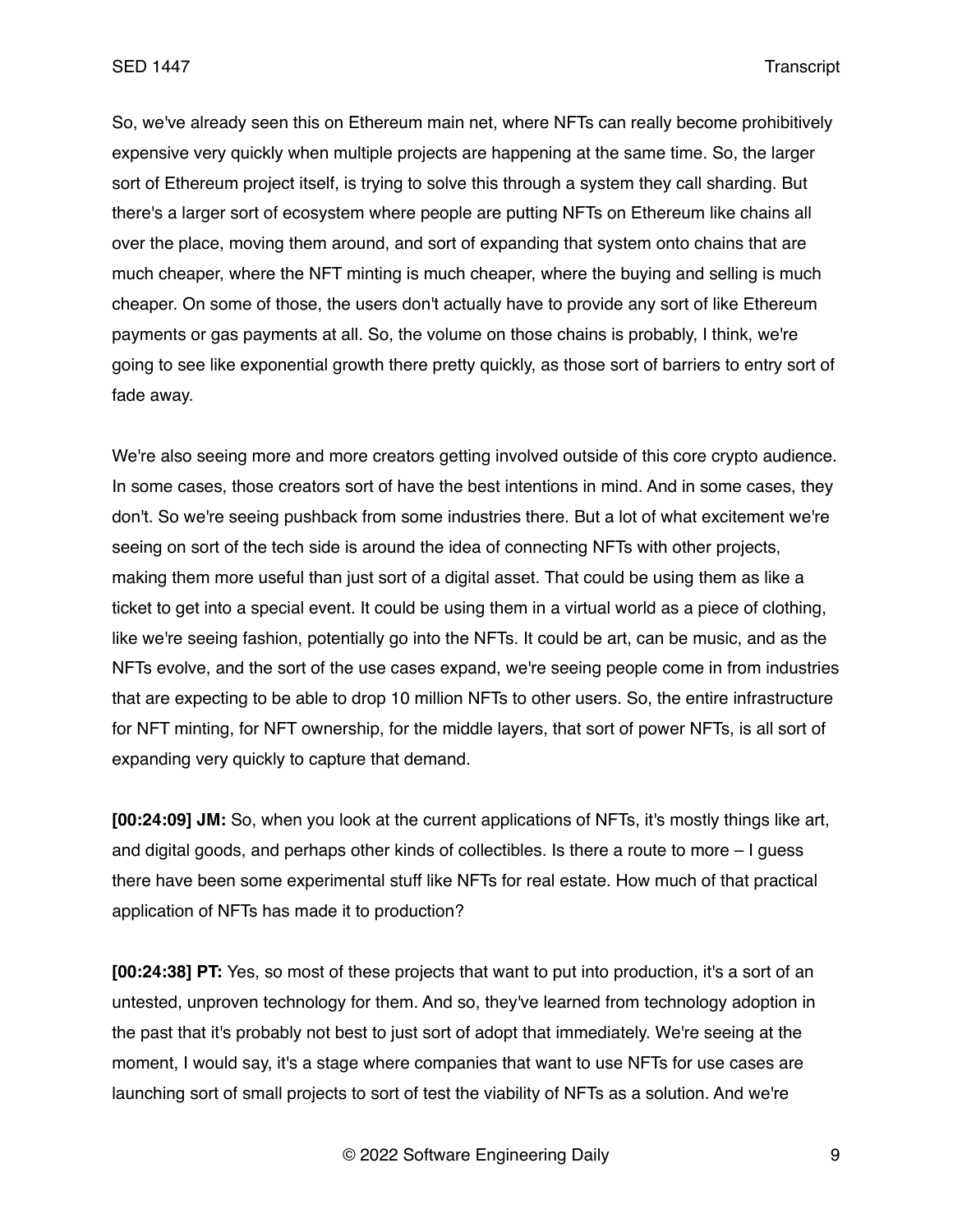So, we've already seen this on Ethereum main net, where NFTs can really become prohibitively expensive very quickly when multiple projects are happening at the same time. So, the larger sort of Ethereum project itself, is trying to solve this through a system they call sharding. But there's a larger sort of ecosystem where people are putting NFTs on Ethereum like chains all over the place, moving them around, and sort of expanding that system onto chains that are much cheaper, where the NFT minting is much cheaper, where the buying and selling is much cheaper. On some of those, the users don't actually have to provide any sort of like Ethereum payments or gas payments at all. So, the volume on those chains is probably, I think, we're going to see like exponential growth there pretty quickly, as those sort of barriers to entry sort of fade away.

We're also seeing more and more creators getting involved outside of this core crypto audience. In some cases, those creators sort of have the best intentions in mind. And in some cases, they don't. So we're seeing pushback from some industries there. But a lot of what excitement we're seeing on sort of the tech side is around the idea of connecting NFTs with other projects, making them more useful than just sort of a digital asset. That could be using them as like a ticket to get into a special event. It could be using them in a virtual world as a piece of clothing, like we're seeing fashion, potentially go into the NFTs. It could be art, can be music, and as the NFTs evolve, and the sort of the use cases expand, we're seeing people come in from industries that are expecting to be able to drop 10 million NFTs to other users. So, the entire infrastructure for NFT minting, for NFT ownership, for the middle layers, that sort of power NFTs, is all sort of expanding very quickly to capture that demand.

**[00:24:09] JM:** So, when you look at the current applications of NFTs, it's mostly things like art, and digital goods, and perhaps other kinds of collectibles. Is there a route to more – I guess there have been some experimental stuff like NFTs for real estate. How much of that practical application of NFTs has made it to production?

**[00:24:38] PT:** Yes, so most of these projects that want to put into production, it's a sort of an untested, unproven technology for them. And so, they've learned from technology adoption in the past that it's probably not best to just sort of adopt that immediately. We're seeing at the moment, I would say, it's a stage where companies that want to use NFTs for use cases are launching sort of small projects to sort of test the viability of NFTs as a solution. And we're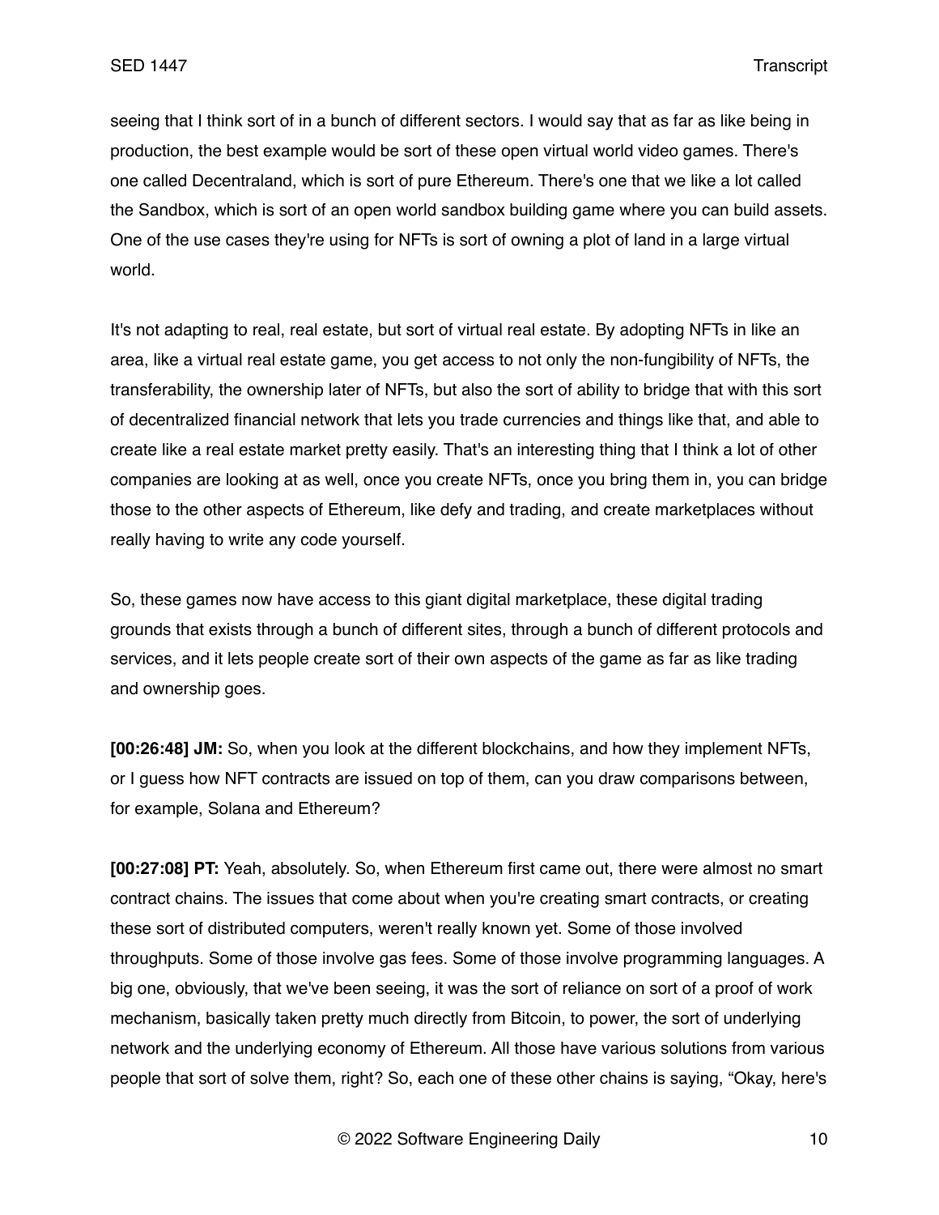seeing that I think sort of in a bunch of different sectors. I would say that as far as like being in production, the best example would be sort of these open virtual world video games. There's one called Decentraland, which is sort of pure Ethereum. There's one that we like a lot called the Sandbox, which is sort of an open world sandbox building game where you can build assets. One of the use cases they're using for NFTs is sort of owning a plot of land in a large virtual world.

It's not adapting to real, real estate, but sort of virtual real estate. By adopting NFTs in like an area, like a virtual real estate game, you get access to not only the non-fungibility of NFTs, the transferability, the ownership later of NFTs, but also the sort of ability to bridge that with this sort of decentralized financial network that lets you trade currencies and things like that, and able to create like a real estate market pretty easily. That's an interesting thing that I think a lot of other companies are looking at as well, once you create NFTs, once you bring them in, you can bridge those to the other aspects of Ethereum, like defy and trading, and create marketplaces without really having to write any code yourself.

So, these games now have access to this giant digital marketplace, these digital trading grounds that exists through a bunch of different sites, through a bunch of different protocols and services, and it lets people create sort of their own aspects of the game as far as like trading and ownership goes.

**[00:26:48] JM:** So, when you look at the different blockchains, and how they implement NFTs, or I guess how NFT contracts are issued on top of them, can you draw comparisons between, for example, Solana and Ethereum?

**[00:27:08] PT:** Yeah, absolutely. So, when Ethereum first came out, there were almost no smart contract chains. The issues that come about when you're creating smart contracts, or creating these sort of distributed computers, weren't really known yet. Some of those involved throughputs. Some of those involve gas fees. Some of those involve programming languages. A big one, obviously, that we've been seeing, it was the sort of reliance on sort of a proof of work mechanism, basically taken pretty much directly from Bitcoin, to power, the sort of underlying network and the underlying economy of Ethereum. All those have various solutions from various people that sort of solve them, right? So, each one of these other chains is saying, "Okay, here's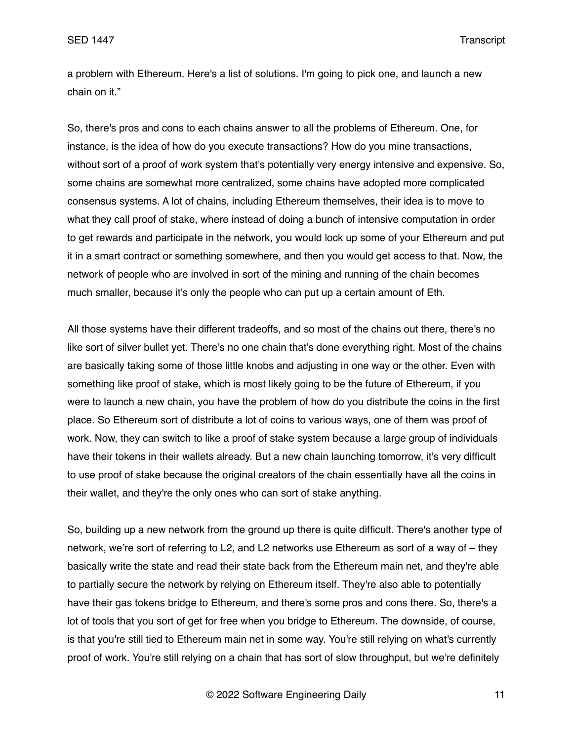a problem with Ethereum. Here's a list of solutions. I'm going to pick one, and launch a new chain on it."

So, there's pros and cons to each chains answer to all the problems of Ethereum. One, for instance, is the idea of how do you execute transactions? How do you mine transactions, without sort of a proof of work system that's potentially very energy intensive and expensive. So, some chains are somewhat more centralized, some chains have adopted more complicated consensus systems. A lot of chains, including Ethereum themselves, their idea is to move to what they call proof of stake, where instead of doing a bunch of intensive computation in order to get rewards and participate in the network, you would lock up some of your Ethereum and put it in a smart contract or something somewhere, and then you would get access to that. Now, the network of people who are involved in sort of the mining and running of the chain becomes much smaller, because it's only the people who can put up a certain amount of Eth.

All those systems have their different tradeoffs, and so most of the chains out there, there's no like sort of silver bullet yet. There's no one chain that's done everything right. Most of the chains are basically taking some of those little knobs and adjusting in one way or the other. Even with something like proof of stake, which is most likely going to be the future of Ethereum, if you were to launch a new chain, you have the problem of how do you distribute the coins in the first place. So Ethereum sort of distribute a lot of coins to various ways, one of them was proof of work. Now, they can switch to like a proof of stake system because a large group of individuals have their tokens in their wallets already. But a new chain launching tomorrow, it's very difficult to use proof of stake because the original creators of the chain essentially have all the coins in their wallet, and they're the only ones who can sort of stake anything.

So, building up a new network from the ground up there is quite difficult. There's another type of network, we're sort of referring to L2, and L2 networks use Ethereum as sort of a way of – they basically write the state and read their state back from the Ethereum main net, and they're able to partially secure the network by relying on Ethereum itself. They're also able to potentially have their gas tokens bridge to Ethereum, and there's some pros and cons there. So, there's a lot of tools that you sort of get for free when you bridge to Ethereum. The downside, of course, is that you're still tied to Ethereum main net in some way. You're still relying on what's currently proof of work. You're still relying on a chain that has sort of slow throughput, but we're definitely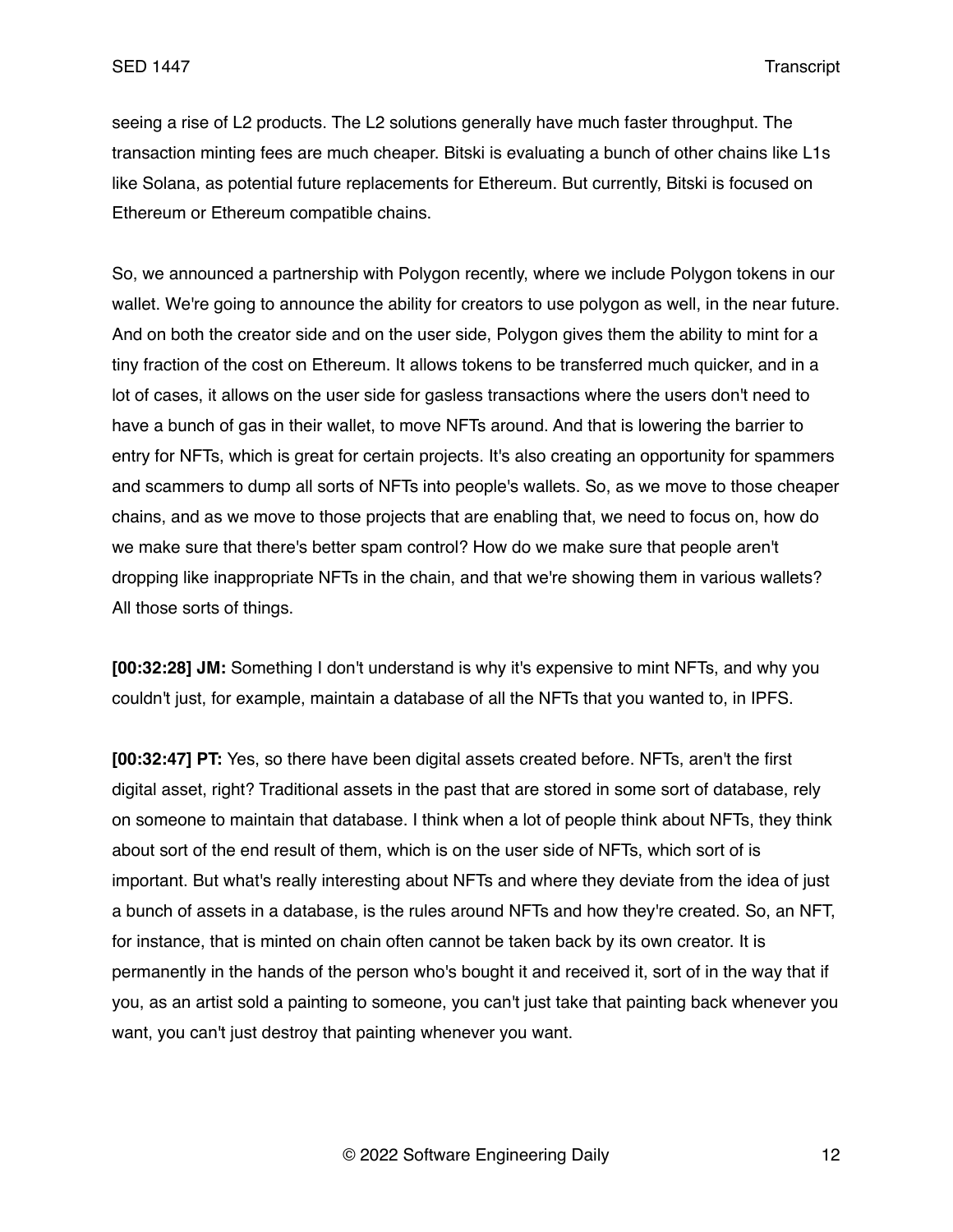seeing a rise of L2 products. The L2 solutions generally have much faster throughput. The transaction minting fees are much cheaper. Bitski is evaluating a bunch of other chains like L1s like Solana, as potential future replacements for Ethereum. But currently, Bitski is focused on Ethereum or Ethereum compatible chains.

So, we announced a partnership with Polygon recently, where we include Polygon tokens in our wallet. We're going to announce the ability for creators to use polygon as well, in the near future. And on both the creator side and on the user side, Polygon gives them the ability to mint for a tiny fraction of the cost on Ethereum. It allows tokens to be transferred much quicker, and in a lot of cases, it allows on the user side for gasless transactions where the users don't need to have a bunch of gas in their wallet, to move NFTs around. And that is lowering the barrier to entry for NFTs, which is great for certain projects. It's also creating an opportunity for spammers and scammers to dump all sorts of NFTs into people's wallets. So, as we move to those cheaper chains, and as we move to those projects that are enabling that, we need to focus on, how do we make sure that there's better spam control? How do we make sure that people aren't dropping like inappropriate NFTs in the chain, and that we're showing them in various wallets? All those sorts of things.

**[00:32:28] JM:** Something I don't understand is why it's expensive to mint NFTs, and why you couldn't just, for example, maintain a database of all the NFTs that you wanted to, in IPFS.

**[00:32:47] PT:** Yes, so there have been digital assets created before. NFTs, aren't the first digital asset, right? Traditional assets in the past that are stored in some sort of database, rely on someone to maintain that database. I think when a lot of people think about NFTs, they think about sort of the end result of them, which is on the user side of NFTs, which sort of is important. But what's really interesting about NFTs and where they deviate from the idea of just a bunch of assets in a database, is the rules around NFTs and how they're created. So, an NFT, for instance, that is minted on chain often cannot be taken back by its own creator. It is permanently in the hands of the person who's bought it and received it, sort of in the way that if you, as an artist sold a painting to someone, you can't just take that painting back whenever you want, you can't just destroy that painting whenever you want.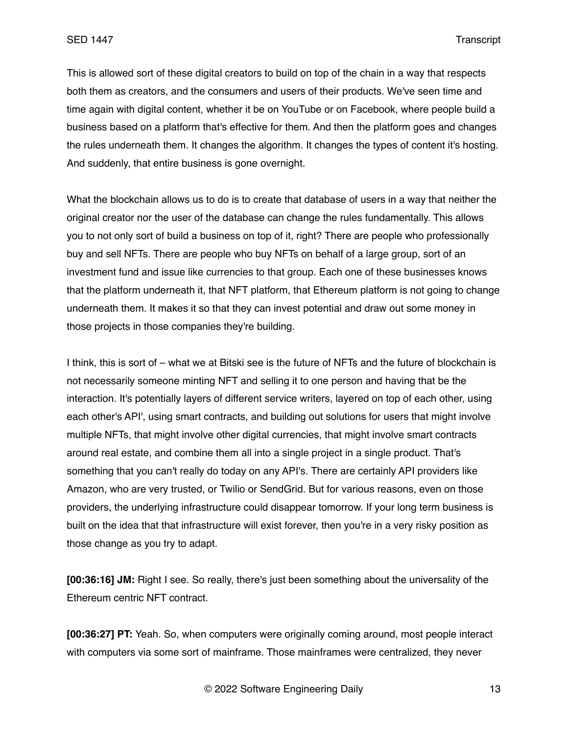This is allowed sort of these digital creators to build on top of the chain in a way that respects both them as creators, and the consumers and users of their products. We've seen time and time again with digital content, whether it be on YouTube or on Facebook, where people build a business based on a platform that's effective for them. And then the platform goes and changes the rules underneath them. It changes the algorithm. It changes the types of content it's hosting. And suddenly, that entire business is gone overnight.

What the blockchain allows us to do is to create that database of users in a way that neither the original creator nor the user of the database can change the rules fundamentally. This allows you to not only sort of build a business on top of it, right? There are people who professionally buy and sell NFTs. There are people who buy NFTs on behalf of a large group, sort of an investment fund and issue like currencies to that group. Each one of these businesses knows that the platform underneath it, that NFT platform, that Ethereum platform is not going to change underneath them. It makes it so that they can invest potential and draw out some money in those projects in those companies they're building.

I think, this is sort of – what we at Bitski see is the future of NFTs and the future of blockchain is not necessarily someone minting NFT and selling it to one person and having that be the interaction. It's potentially layers of different service writers, layered on top of each other, using each other's API', using smart contracts, and building out solutions for users that might involve multiple NFTs, that might involve other digital currencies, that might involve smart contracts around real estate, and combine them all into a single project in a single product. That's something that you can't really do today on any API's. There are certainly API providers like Amazon, who are very trusted, or Twilio or SendGrid. But for various reasons, even on those providers, the underlying infrastructure could disappear tomorrow. If your long term business is built on the idea that that infrastructure will exist forever, then you're in a very risky position as those change as you try to adapt.

**[00:36:16] JM:** Right I see. So really, there's just been something about the universality of the Ethereum centric NFT contract.

**[00:36:27] PT:** Yeah. So, when computers were originally coming around, most people interact with computers via some sort of mainframe. Those mainframes were centralized, they never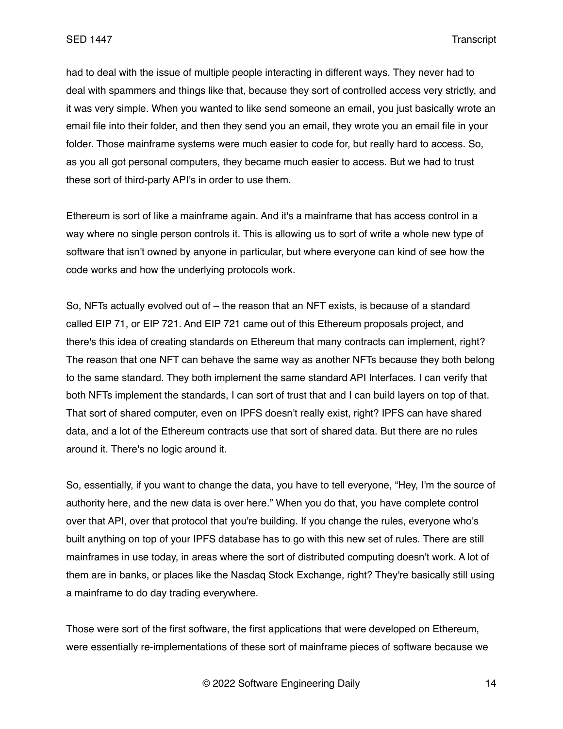had to deal with the issue of multiple people interacting in different ways. They never had to deal with spammers and things like that, because they sort of controlled access very strictly, and it was very simple. When you wanted to like send someone an email, you just basically wrote an email file into their folder, and then they send you an email, they wrote you an email file in your folder. Those mainframe systems were much easier to code for, but really hard to access. So, as you all got personal computers, they became much easier to access. But we had to trust these sort of third-party API's in order to use them.

Ethereum is sort of like a mainframe again. And it's a mainframe that has access control in a way where no single person controls it. This is allowing us to sort of write a whole new type of software that isn't owned by anyone in particular, but where everyone can kind of see how the code works and how the underlying protocols work.

So, NFTs actually evolved out of – the reason that an NFT exists, is because of a standard called EIP 71, or EIP 721. And EIP 721 came out of this Ethereum proposals project, and there's this idea of creating standards on Ethereum that many contracts can implement, right? The reason that one NFT can behave the same way as another NFTs because they both belong to the same standard. They both implement the same standard API Interfaces. I can verify that both NFTs implement the standards, I can sort of trust that and I can build layers on top of that. That sort of shared computer, even on IPFS doesn't really exist, right? IPFS can have shared data, and a lot of the Ethereum contracts use that sort of shared data. But there are no rules around it. There's no logic around it.

So, essentially, if you want to change the data, you have to tell everyone, "Hey, I'm the source of authority here, and the new data is over here." When you do that, you have complete control over that API, over that protocol that you're building. If you change the rules, everyone who's built anything on top of your IPFS database has to go with this new set of rules. There are still mainframes in use today, in areas where the sort of distributed computing doesn't work. A lot of them are in banks, or places like the Nasdaq Stock Exchange, right? They're basically still using a mainframe to do day trading everywhere.

Those were sort of the first software, the first applications that were developed on Ethereum, were essentially re-implementations of these sort of mainframe pieces of software because we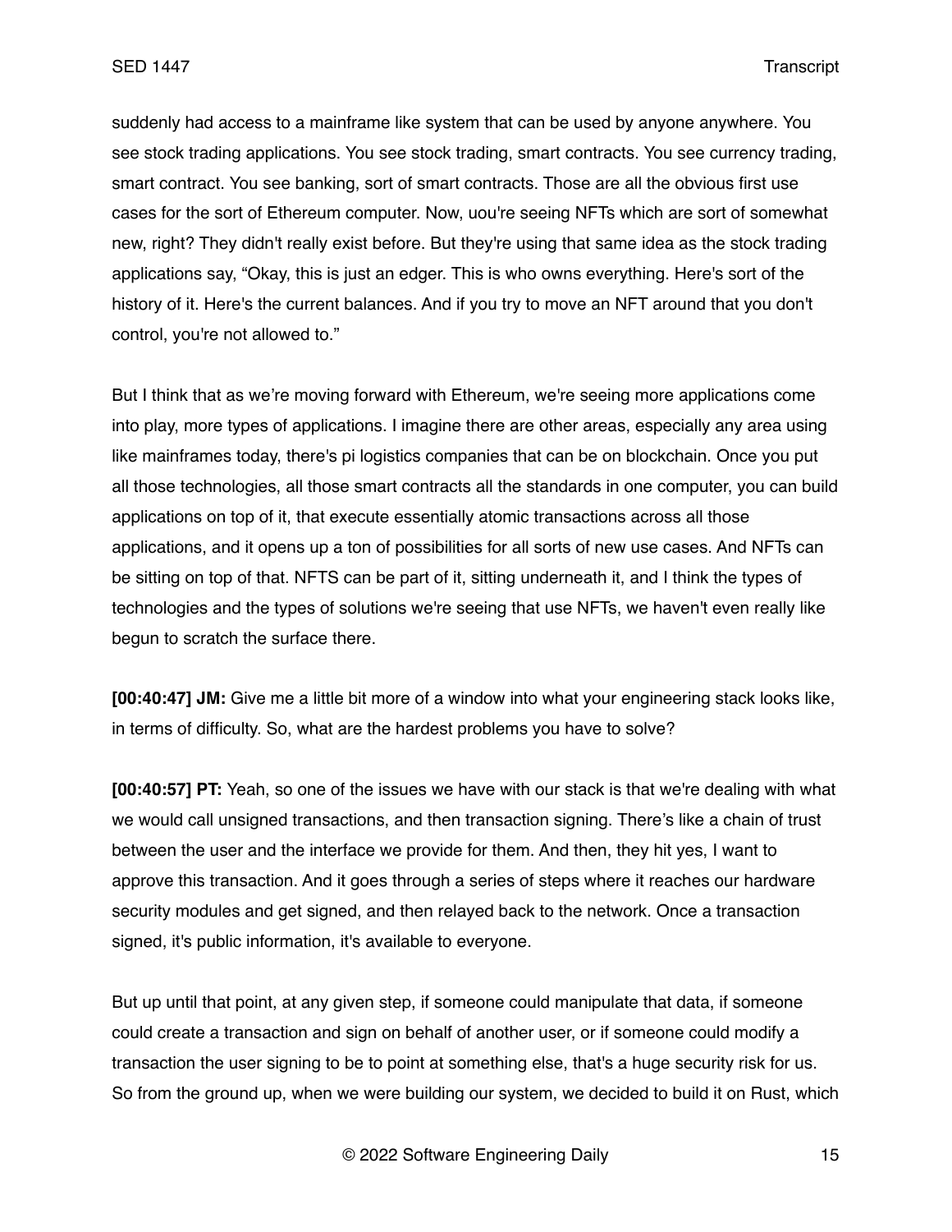suddenly had access to a mainframe like system that can be used by anyone anywhere. You see stock trading applications. You see stock trading, smart contracts. You see currency trading, smart contract. You see banking, sort of smart contracts. Those are all the obvious first use cases for the sort of Ethereum computer. Now, uou're seeing NFTs which are sort of somewhat new, right? They didn't really exist before. But they're using that same idea as the stock trading applications say, "Okay, this is just an edger. This is who owns everything. Here's sort of the history of it. Here's the current balances. And if you try to move an NFT around that you don't control, you're not allowed to."

But I think that as we're moving forward with Ethereum, we're seeing more applications come into play, more types of applications. I imagine there are other areas, especially any area using like mainframes today, there's pi logistics companies that can be on blockchain. Once you put all those technologies, all those smart contracts all the standards in one computer, you can build applications on top of it, that execute essentially atomic transactions across all those applications, and it opens up a ton of possibilities for all sorts of new use cases. And NFTs can be sitting on top of that. NFTS can be part of it, sitting underneath it, and I think the types of technologies and the types of solutions we're seeing that use NFTs, we haven't even really like begun to scratch the surface there.

**[00:40:47] JM:** Give me a little bit more of a window into what your engineering stack looks like, in terms of difficulty. So, what are the hardest problems you have to solve?

**[00:40:57] PT:** Yeah, so one of the issues we have with our stack is that we're dealing with what we would call unsigned transactions, and then transaction signing. There's like a chain of trust between the user and the interface we provide for them. And then, they hit yes, I want to approve this transaction. And it goes through a series of steps where it reaches our hardware security modules and get signed, and then relayed back to the network. Once a transaction signed, it's public information, it's available to everyone.

But up until that point, at any given step, if someone could manipulate that data, if someone could create a transaction and sign on behalf of another user, or if someone could modify a transaction the user signing to be to point at something else, that's a huge security risk for us. So from the ground up, when we were building our system, we decided to build it on Rust, which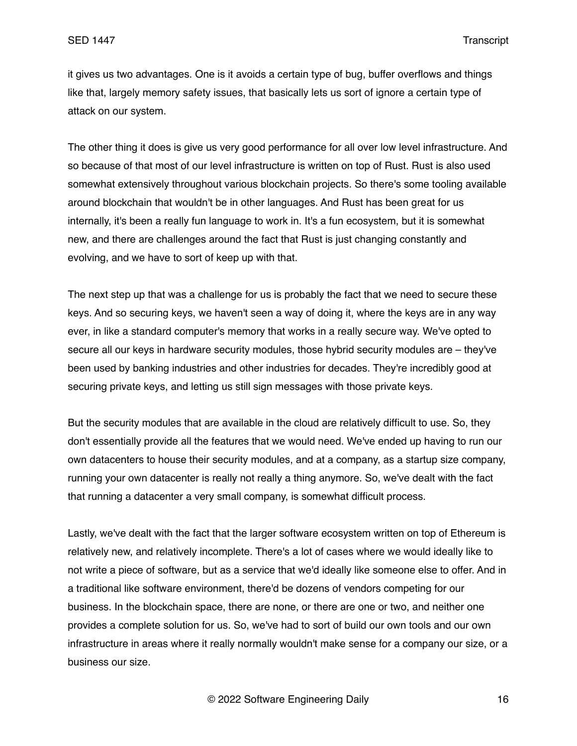it gives us two advantages. One is it avoids a certain type of bug, buffer overflows and things like that, largely memory safety issues, that basically lets us sort of ignore a certain type of attack on our system.

The other thing it does is give us very good performance for all over low level infrastructure. And so because of that most of our level infrastructure is written on top of Rust. Rust is also used somewhat extensively throughout various blockchain projects. So there's some tooling available around blockchain that wouldn't be in other languages. And Rust has been great for us internally, it's been a really fun language to work in. It's a fun ecosystem, but it is somewhat new, and there are challenges around the fact that Rust is just changing constantly and evolving, and we have to sort of keep up with that.

The next step up that was a challenge for us is probably the fact that we need to secure these keys. And so securing keys, we haven't seen a way of doing it, where the keys are in any way ever, in like a standard computer's memory that works in a really secure way. We've opted to secure all our keys in hardware security modules, those hybrid security modules are – they've been used by banking industries and other industries for decades. They're incredibly good at securing private keys, and letting us still sign messages with those private keys.

But the security modules that are available in the cloud are relatively difficult to use. So, they don't essentially provide all the features that we would need. We've ended up having to run our own datacenters to house their security modules, and at a company, as a startup size company, running your own datacenter is really not really a thing anymore. So, we've dealt with the fact that running a datacenter a very small company, is somewhat difficult process.

Lastly, we've dealt with the fact that the larger software ecosystem written on top of Ethereum is relatively new, and relatively incomplete. There's a lot of cases where we would ideally like to not write a piece of software, but as a service that we'd ideally like someone else to offer. And in a traditional like software environment, there'd be dozens of vendors competing for our business. In the blockchain space, there are none, or there are one or two, and neither one provides a complete solution for us. So, we've had to sort of build our own tools and our own infrastructure in areas where it really normally wouldn't make sense for a company our size, or a business our size.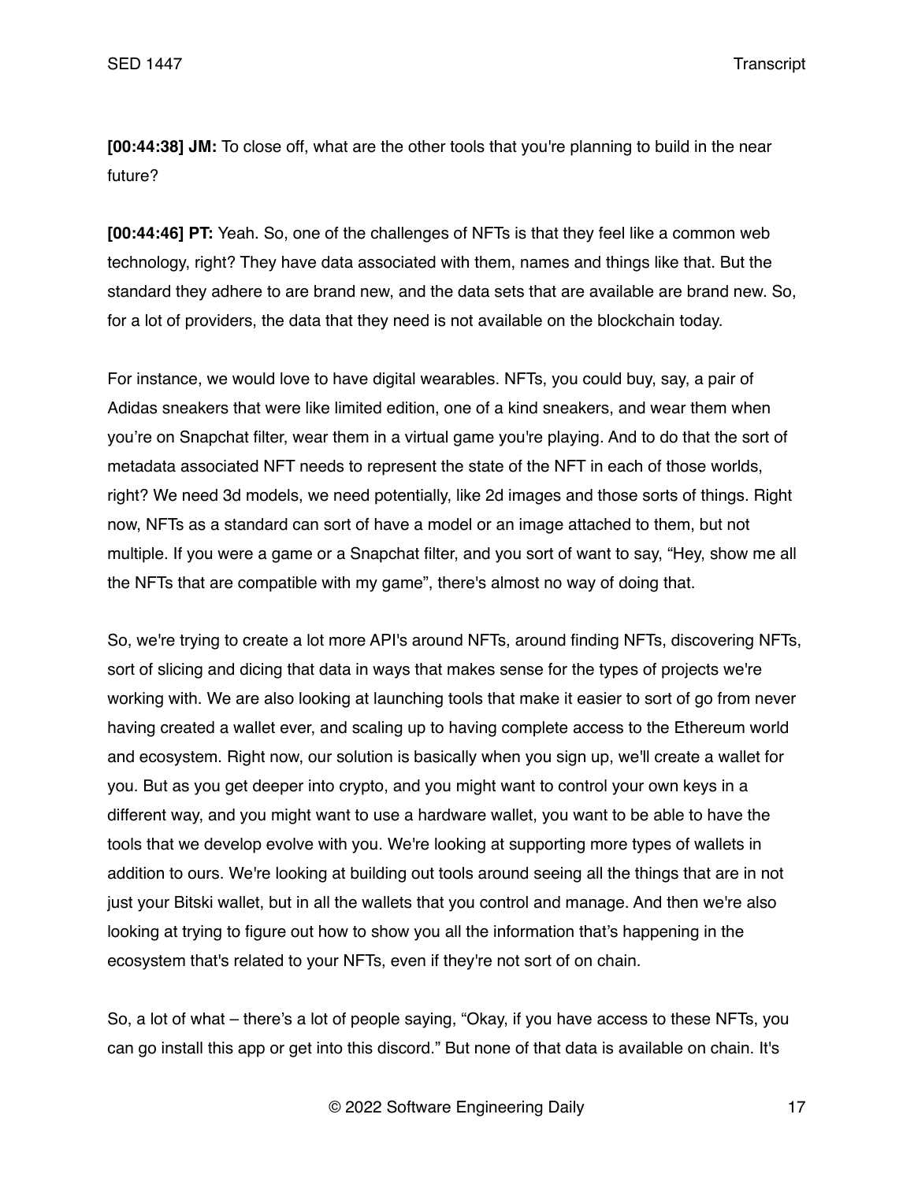**[00:44:38] JM:** To close off, what are the other tools that you're planning to build in the near future?

**[00:44:46] PT:** Yeah. So, one of the challenges of NFTs is that they feel like a common web technology, right? They have data associated with them, names and things like that. But the standard they adhere to are brand new, and the data sets that are available are brand new. So, for a lot of providers, the data that they need is not available on the blockchain today.

For instance, we would love to have digital wearables. NFTs, you could buy, say, a pair of Adidas sneakers that were like limited edition, one of a kind sneakers, and wear them when you're on Snapchat filter, wear them in a virtual game you're playing. And to do that the sort of metadata associated NFT needs to represent the state of the NFT in each of those worlds, right? We need 3d models, we need potentially, like 2d images and those sorts of things. Right now, NFTs as a standard can sort of have a model or an image attached to them, but not multiple. If you were a game or a Snapchat filter, and you sort of want to say, "Hey, show me all the NFTs that are compatible with my game", there's almost no way of doing that.

So, we're trying to create a lot more API's around NFTs, around finding NFTs, discovering NFTs, sort of slicing and dicing that data in ways that makes sense for the types of projects we're working with. We are also looking at launching tools that make it easier to sort of go from never having created a wallet ever, and scaling up to having complete access to the Ethereum world and ecosystem. Right now, our solution is basically when you sign up, we'll create a wallet for you. But as you get deeper into crypto, and you might want to control your own keys in a different way, and you might want to use a hardware wallet, you want to be able to have the tools that we develop evolve with you. We're looking at supporting more types of wallets in addition to ours. We're looking at building out tools around seeing all the things that are in not just your Bitski wallet, but in all the wallets that you control and manage. And then we're also looking at trying to figure out how to show you all the information that's happening in the ecosystem that's related to your NFTs, even if they're not sort of on chain.

So, a lot of what – there's a lot of people saying, "Okay, if you have access to these NFTs, you can go install this app or get into this discord." But none of that data is available on chain. It's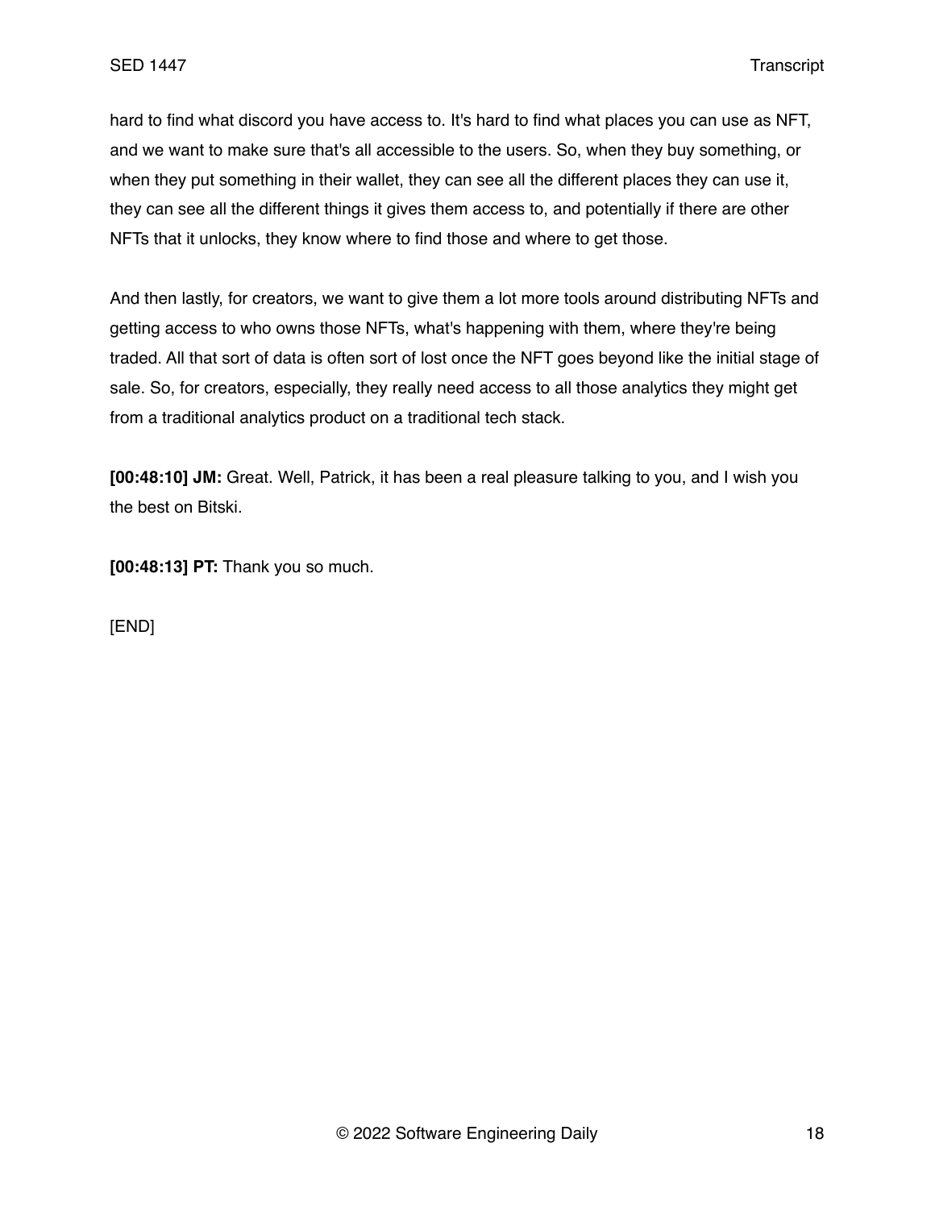hard to find what discord you have access to. It's hard to find what places you can use as NFT, and we want to make sure that's all accessible to the users. So, when they buy something, or when they put something in their wallet, they can see all the different places they can use it, they can see all the different things it gives them access to, and potentially if there are other NFTs that it unlocks, they know where to find those and where to get those.

And then lastly, for creators, we want to give them a lot more tools around distributing NFTs and getting access to who owns those NFTs, what's happening with them, where they're being traded. All that sort of data is often sort of lost once the NFT goes beyond like the initial stage of sale. So, for creators, especially, they really need access to all those analytics they might get from a traditional analytics product on a traditional tech stack.

**[00:48:10] JM:** Great. Well, Patrick, it has been a real pleasure talking to you, and I wish you the best on Bitski.

**[00:48:13] PT:** Thank you so much.

[END]